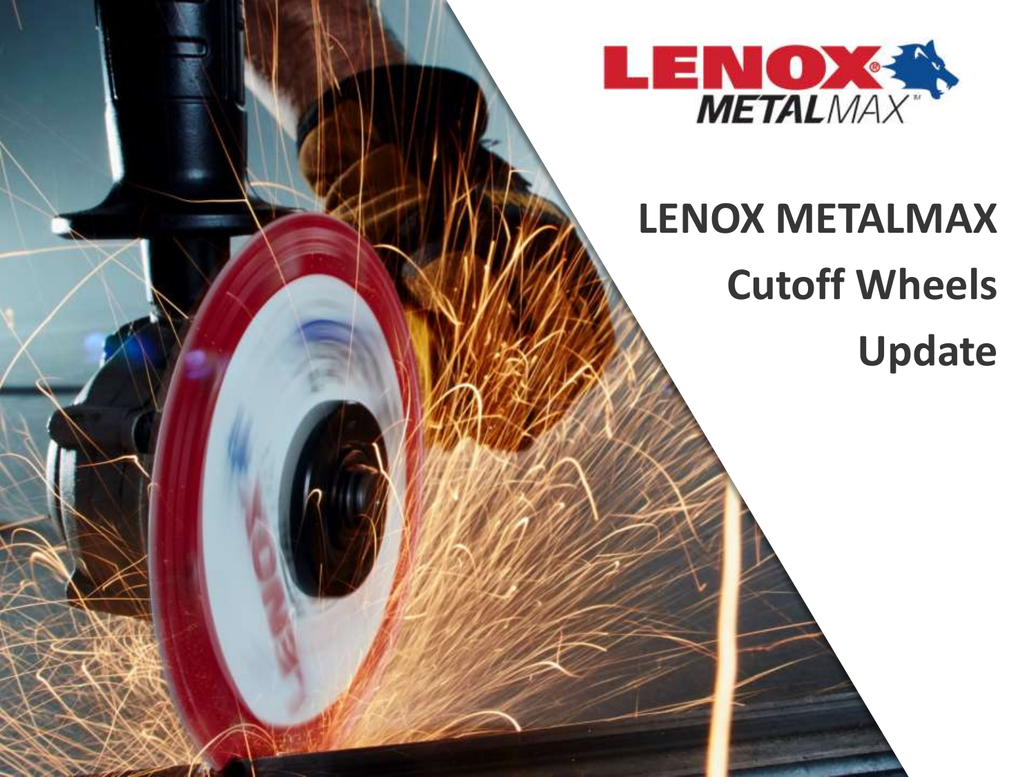# LENOX METALMAX Cutoff Wheels Update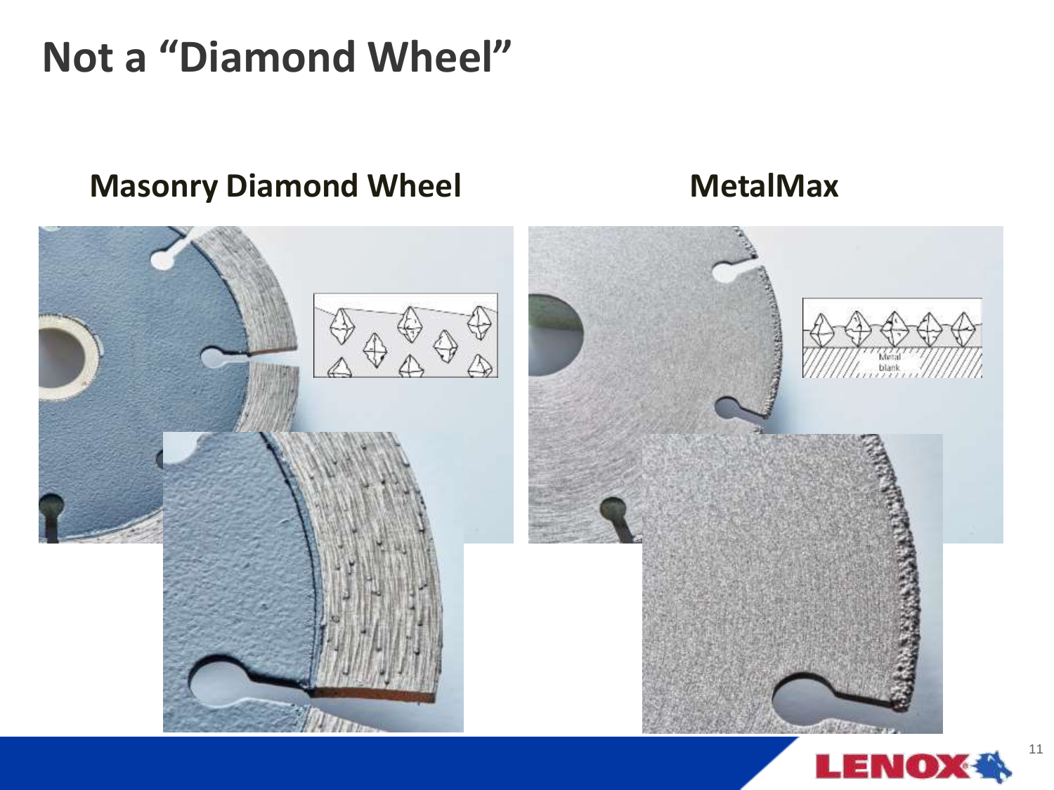# Not a "Diamond Wheel"

## Masonry Diamond Wheel

## MetalMax

Metal blank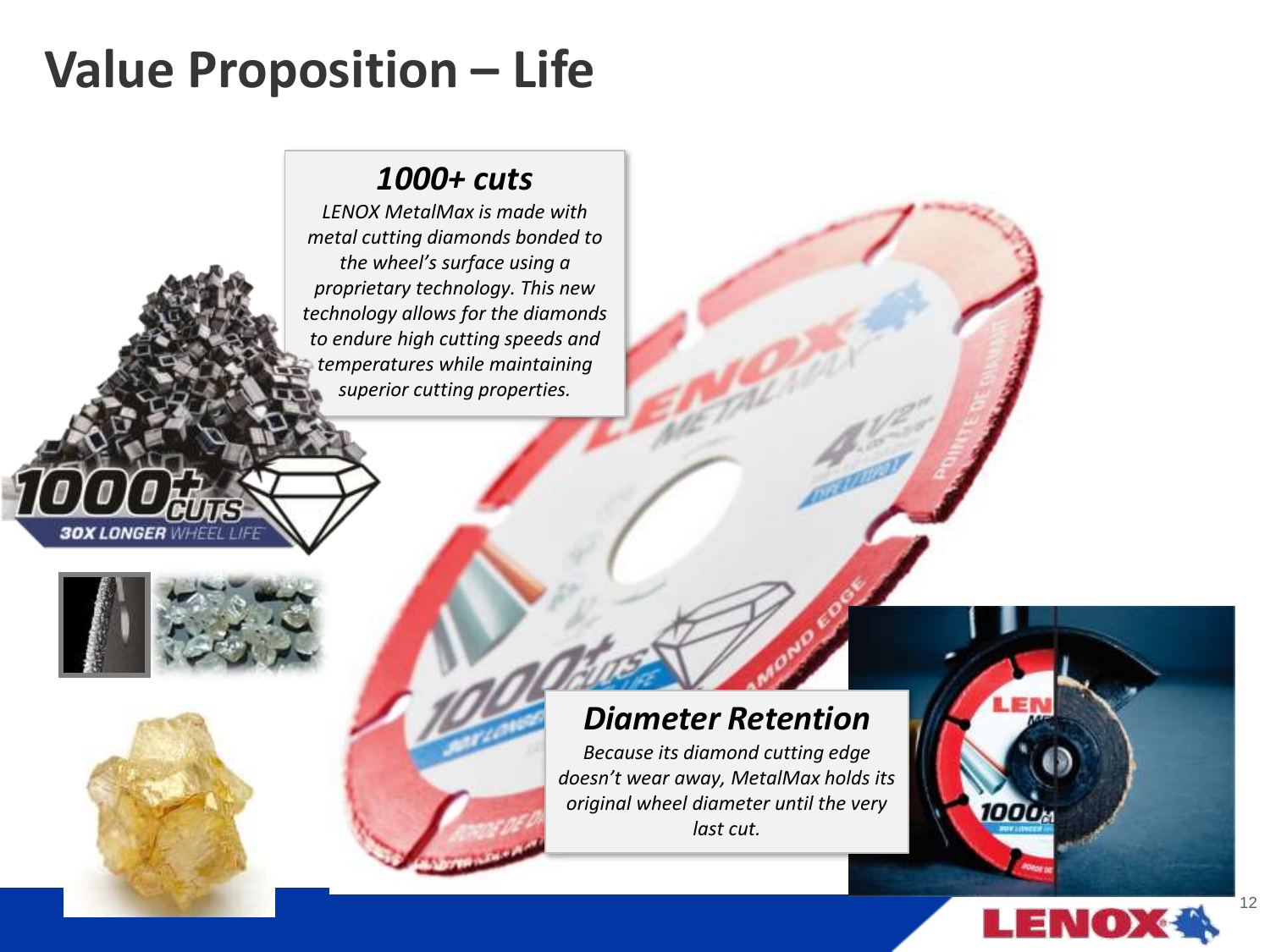# Value Proposition – Life

### *1000+ cuts*

*LENOX MetalMax is made with metal cutting diamonds bonded to the wheel's surface using a proprietary technology. This new technology allows for the diamonds to endure high cutting speeds and temperatures while maintaining superior cutting properties.*

### *Diameter Retention*

*Because its diamond cutting edge doesn't wear away, MetalMax holds its original wheel diameter until the very last cut.*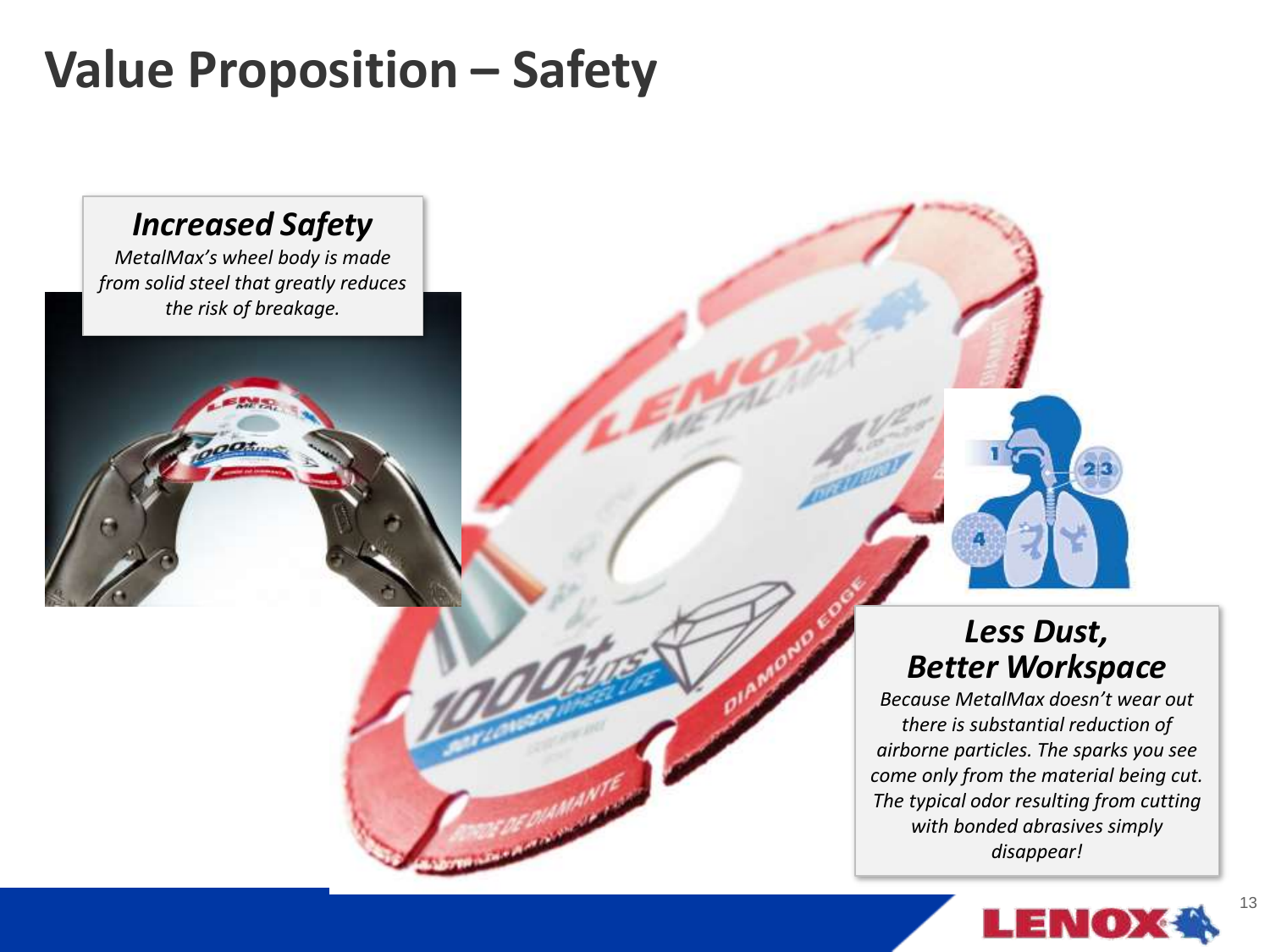# Value Proposition – Safety

### *Increased Safety*

*MetalMax's wheel body is made from solid steel that greatly reduces the risk of breakage.*

### *Less Dust, Better Workspace*

*Because MetalMax doesn't wear out there is substantial reduction of airborne particles. The sparks you see come only from the material being cut. The typical odor resulting from cutting with bonded abrasives simply disappear!*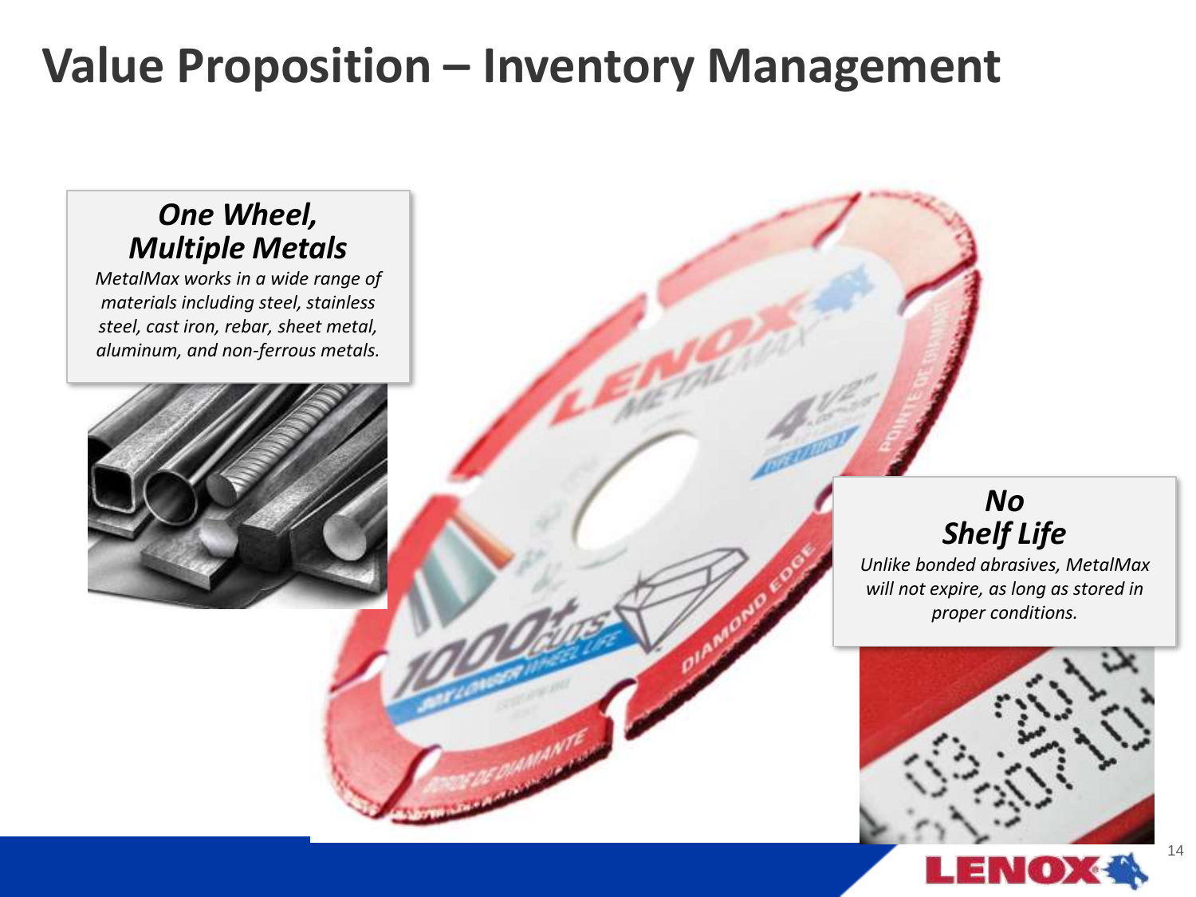# Value Proposition – Inventory Management

### *One Wheel, Multiple Metals*

*MetalMax works in a wide range of materials including steel, stainless steel, cast iron, rebar, sheet metal, aluminum, and non-ferrous metals.*

### *No Shelf Life*

*Unlike bonded abrasives, MetalMax will not expire, as long as stored in proper conditions.*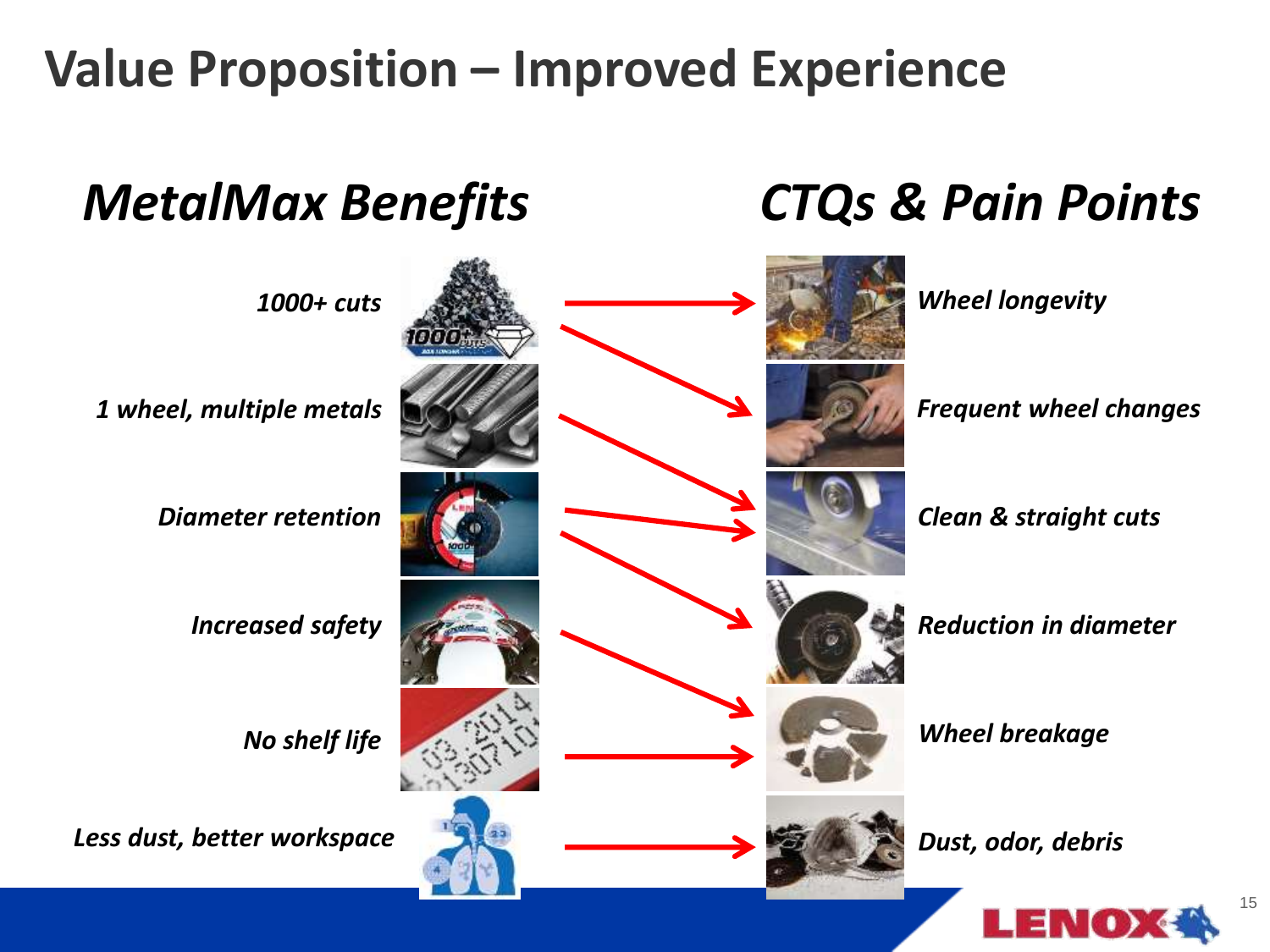# Value Proposition – Improved Experience

## *MetalMax Benefits*

- *1000+ cuts*
- *1 wheel, multiple metals*
- *Diameter retention*
- *Increased safety*
- *No shelf life*
- *Less dust, better workspace*

## *CTQs & Pain Points*

- *Wheel longevity*
- *Frequent wheel changes*
- *Clean & straight cuts*
- *Reduction in diameter*
- *Wheel breakage*
- *Dust, odor, debris*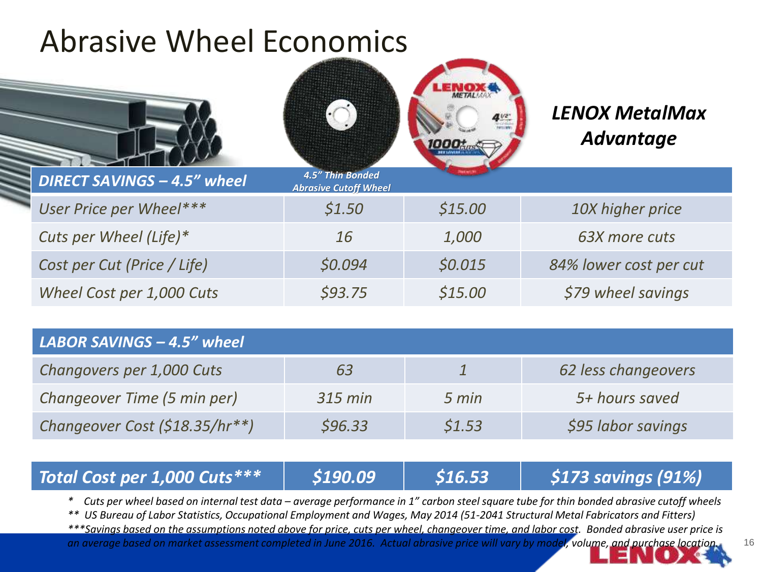# Abrasive Wheel Economics

| DIRECT SAVINGS – 4.5" wheel | 4.5" Thin Bonded Abrasive Cutoff Wheel | LENOX MetalMax | LENOX MetalMax Advantage |
|---|---|---|---|
| User Price per Wheel*** | $1.50 | $15.00 | 10X higher price |
| Cuts per Wheel (Life)* | 16 | 1,000 | 63X more cuts |
| Cost per Cut (Price / Life) | $0.094 | $0.015 | 84% lower cost per cut |
| Wheel Cost per 1,000 Cuts | $93.75 | $15.00 | $79 wheel savings |

| LABOR SAVINGS – 4.5" wheel | | | |
|---|---|---|---|
| Changovers per 1,000 Cuts | 63 | 1 | 62 less changeovers |
| Changeover Time (5 min per) | 315 min | 5 min | 5+ hours saved |
| Changeover Cost ($18.35/hr**) | $96.33 | $1.53 | $95 labor savings |

| **Total Cost per 1,000 Cuts*** ** | **$190.09** | **$16.53** | **$173 savings (91%)** |
|---|---|---|---|

\* Cuts per wheel based on internal test data – average performance in 1" carbon steel square tube for thin bonded abrasive cutoff wheels

** US Bureau of Labor Statistics, Occupational Employment and Wages, May 2014 (51-2041 Structural Metal Fabricators and Fitters)

***Savings based on the assumptions noted above for price, cuts per wheel, changeover time, and labor cost. Bonded abrasive user price is an average based on market assessment completed in June 2016. Actual abrasive price will vary by model, volume, and purchase location.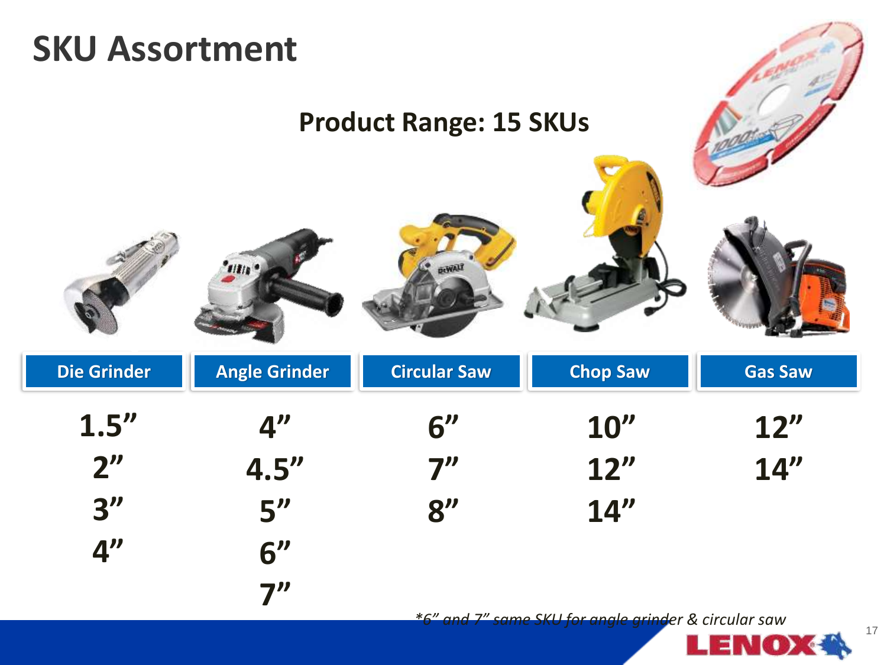# SKU Assortment

## Product Range: 15 SKUs

| Die Grinder | Angle Grinder | Circular Saw | Chop Saw | Gas Saw |
|---|---|---|---|---|
| 1.5" | 4" | 6" | 10" | 12" |
| 2" | 4.5" | 7" | 12" | 14" |
| 3" | 5" | 8" | 14" | |
| 4" | 6" | | | |
| | 7" | | | |

*\*6" and 7" same SKU for angle grinder & circular saw*